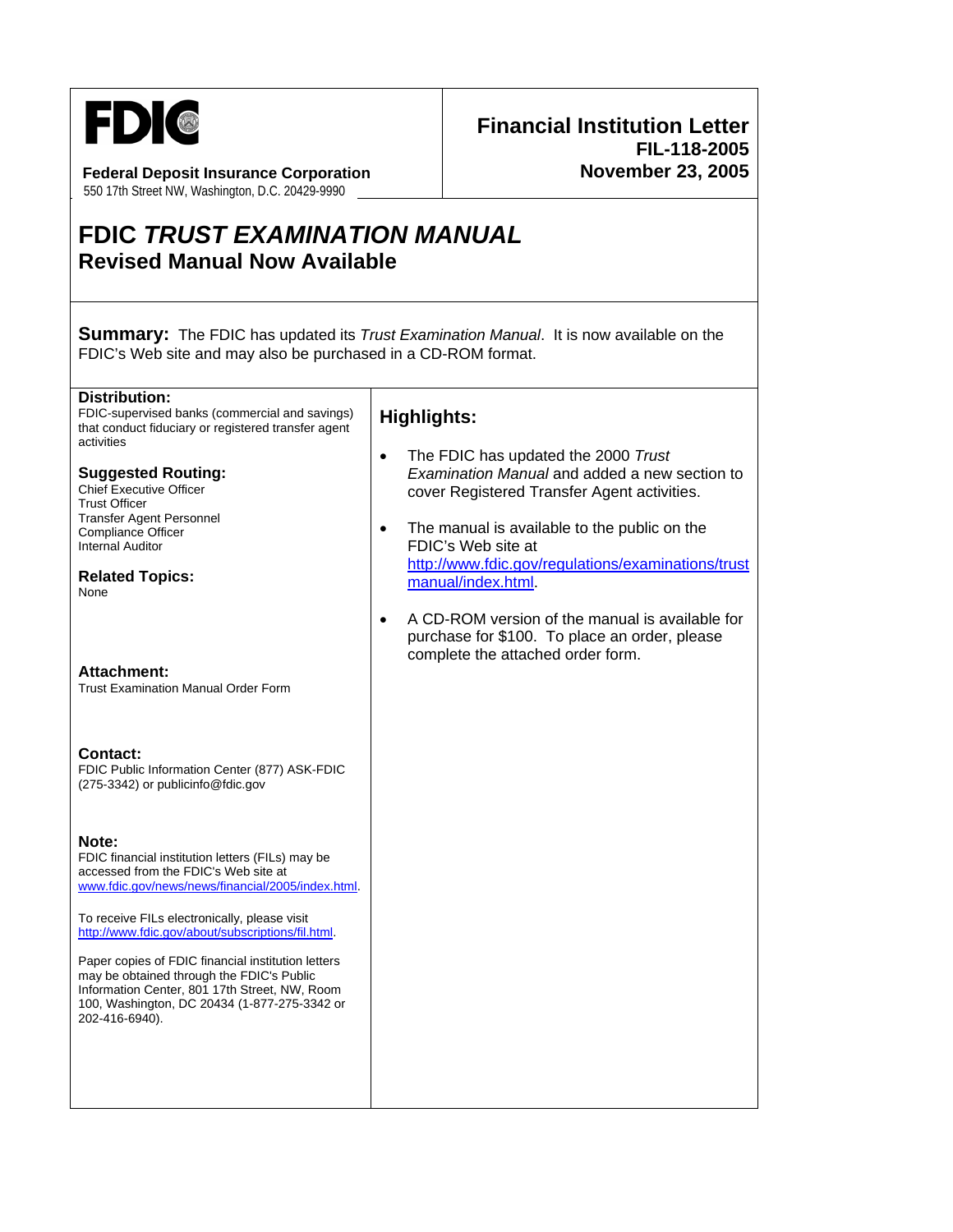**FDIC**

**Federal Deposit Insurance Corporation**
550 17th Street NW, Washington, D.C. 20429-9990

**Financial Institution Letter**
**FIL-118-2005**
**November 23, 2005**

# FDIC *TRUST EXAMINATION MANUAL*
## Revised Manual Now Available

**Summary:** The FDIC has updated its *Trust Examination Manual*. It is now available on the FDIC's Web site and may also be purchased in a CD-ROM format.

**Distribution:**
FDIC-supervised banks (commercial and savings) that conduct fiduciary or registered transfer agent activities

**Suggested Routing:**
Chief Executive Officer
Trust Officer
Transfer Agent Personnel
Compliance Officer
Internal Auditor

**Related Topics:**
None

**Attachment:**
Trust Examination Manual Order Form

**Contact:**
FDIC Public Information Center (877) ASK-FDIC (275-3342) or publicinfo@fdic.gov

**Note:**
FDIC financial institution letters (FILs) may be accessed from the FDIC's Web site at www.fdic.gov/news/news/financial/2005/index.html.

To receive FILs electronically, please visit http://www.fdic.gov/about/subscriptions/fil.html.

Paper copies of FDIC financial institution letters may be obtained through the FDIC's Public Information Center, 801 17th Street, NW, Room 100, Washington, DC 20434 (1-877-275-3342 or 202-416-6940).

### Highlights:

- The FDIC has updated the 2000 *Trust Examination Manual* and added a new section to cover Registered Transfer Agent activities.
- The manual is available to the public on the FDIC's Web site at http://www.fdic.gov/regulations/examinations/trustmanual/index.html.
- A CD-ROM version of the manual is available for purchase for $100. To place an order, please complete the attached order form.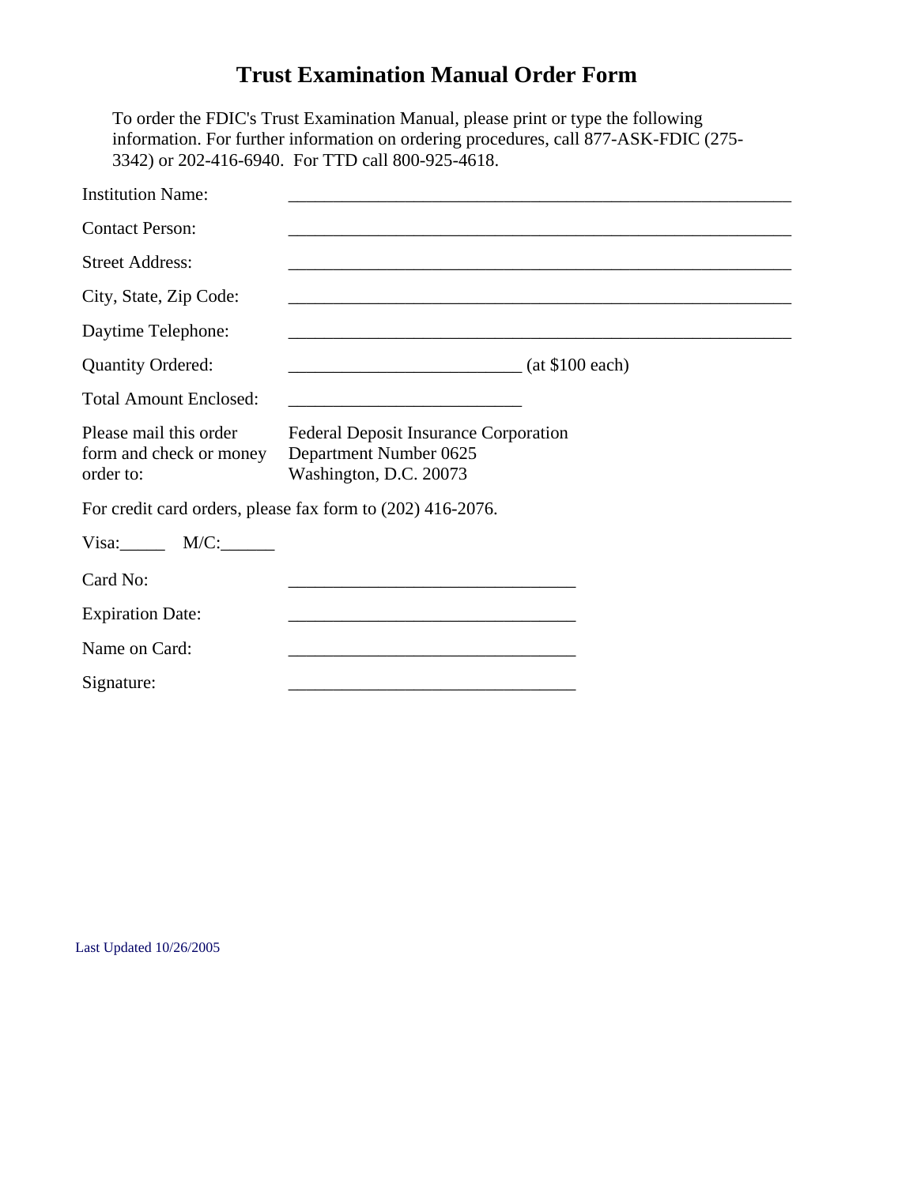# Trust Examination Manual Order Form

To order the FDIC's Trust Examination Manual, please print or type the following information. For further information on ordering procedures, call 877-ASK-FDIC (275-3342) or 202-416-6940. For TTD call 800-925-4618.

| | |
|---|---|
| Institution Name: | ____________________________________________________________ |
| Contact Person: | ____________________________________________________________ |
| Street Address: | ____________________________________________________________ |
| City, State, Zip Code: | ____________________________________________________________ |
| Daytime Telephone: | ____________________________________________________________ |
| Quantity Ordered: | ____________________________ (at $100 each) |
| Total Amount Enclosed: | ____________________________ |
| Please mail this order form and check or money order to: | Federal Deposit Insurance Corporation<br>Department Number 0625<br>Washington, D.C. 20073 |

For credit card orders, please fax form to (202) 416-2076.

Visa:_____ M/C:______

| | |
|---|---|
| Card No: | __________________________________ |
| Expiration Date: | __________________________________ |
| Name on Card: | __________________________________ |
| Signature: | __________________________________ |

Last Updated 10/26/2005